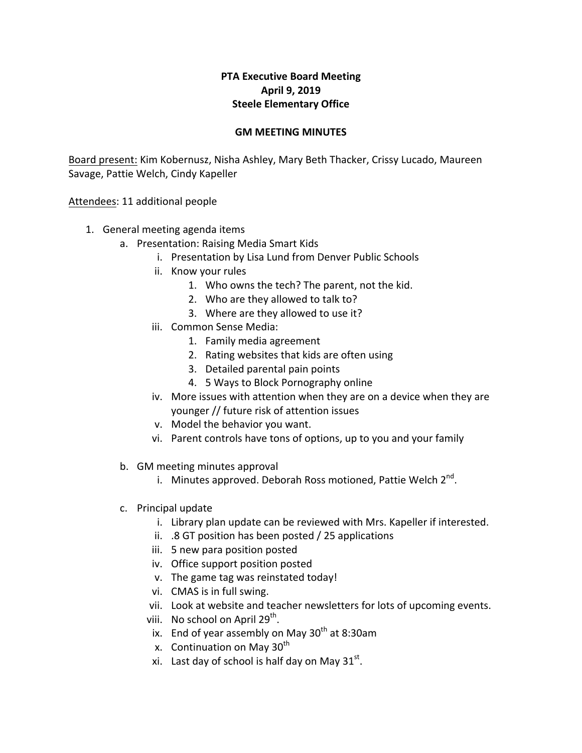**PTA Executive Board Meeting**
**April 9, 2019**
**Steele Elementary Office**

**GM MEETING MINUTES**

Board present: Kim Kobernusz, Nisha Ashley, Mary Beth Thacker, Crissy Lucado, Maureen Savage, Pattie Welch, Cindy Kapeller

Attendees: 11 additional people

1. General meeting agenda items
   a. Presentation: Raising Media Smart Kids
      i. Presentation by Lisa Lund from Denver Public Schools
      ii. Know your rules
         1. Who owns the tech? The parent, not the kid.
         2. Who are they allowed to talk to?
         3. Where are they allowed to use it?
      iii. Common Sense Media:
         1. Family media agreement
         2. Rating websites that kids are often using
         3. Detailed parental pain points
         4. 5 Ways to Block Pornography online
      iv. More issues with attention when they are on a device when they are younger // future risk of attention issues
      v. Model the behavior you want.
      vi. Parent controls have tons of options, up to you and your family

   b. GM meeting minutes approval
      i. Minutes approved. Deborah Ross motioned, Pattie Welch 2nd.

   c. Principal update
      i. Library plan update can be reviewed with Mrs. Kapeller if interested.
      ii. .8 GT position has been posted / 25 applications
      iii. 5 new para position posted
      iv. Office support position posted
      v. The game tag was reinstated today!
      vi. CMAS is in full swing.
      vii. Look at website and teacher newsletters for lots of upcoming events.
      viii. No school on April 29th.
      ix. End of year assembly on May 30th at 8:30am
      x. Continuation on May 30th
      xi. Last day of school is half day on May 31st.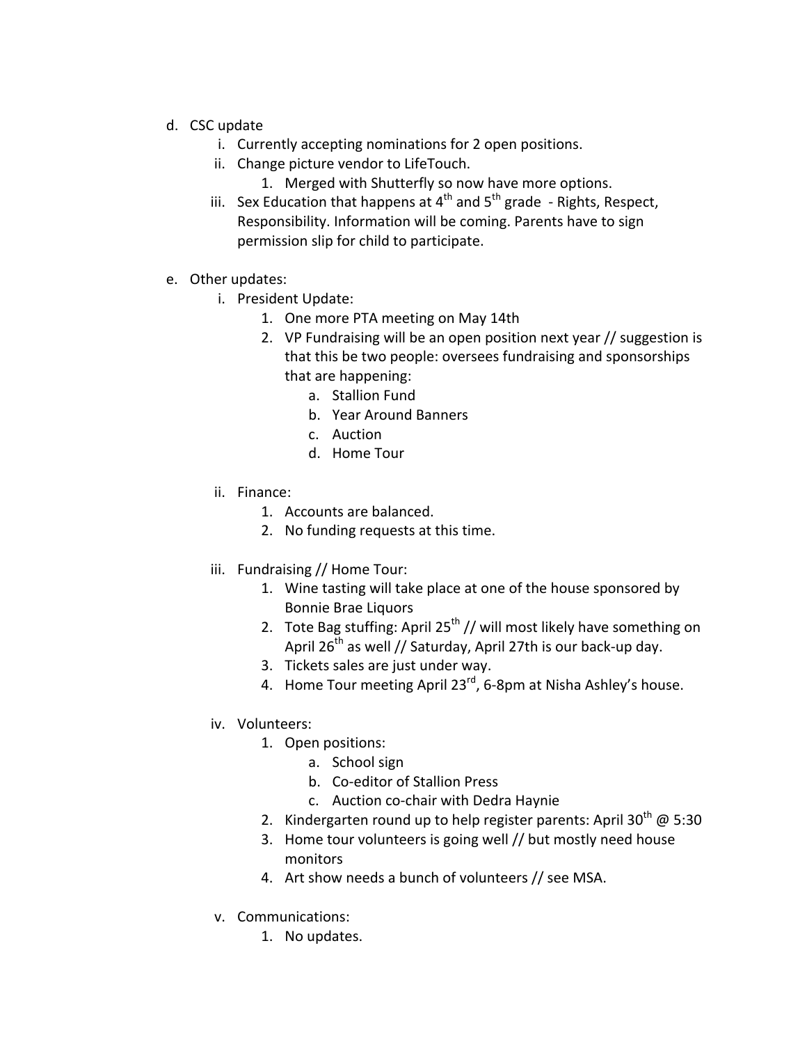d. CSC update
   i. Currently accepting nominations for 2 open positions.
   ii. Change picture vendor to LifeTouch.
      1. Merged with Shutterfly so now have more options.
   iii. Sex Education that happens at 4th and 5th grade - Rights, Respect, Responsibility. Information will be coming. Parents have to sign permission slip for child to participate.

e. Other updates:
   i. President Update:
      1. One more PTA meeting on May 14th
      2. VP Fundraising will be an open position next year // suggestion is that this be two people: oversees fundraising and sponsorships that are happening:
         a. Stallion Fund
         b. Year Around Banners
         c. Auction
         d. Home Tour

   ii. Finance:
      1. Accounts are balanced.
      2. No funding requests at this time.

   iii. Fundraising // Home Tour:
      1. Wine tasting will take place at one of the house sponsored by Bonnie Brae Liquors
      2. Tote Bag stuffing: April 25th // will most likely have something on April 26th as well // Saturday, April 27th is our back-up day.
      3. Tickets sales are just under way.
      4. Home Tour meeting April 23rd, 6-8pm at Nisha Ashley's house.

   iv. Volunteers:
      1. Open positions:
         a. School sign
         b. Co-editor of Stallion Press
         c. Auction co-chair with Dedra Haynie
      2. Kindergarten round up to help register parents: April 30th @ 5:30
      3. Home tour volunteers is going well // but mostly need house monitors
      4. Art show needs a bunch of volunteers // see MSA.

   v. Communications:
      1. No updates.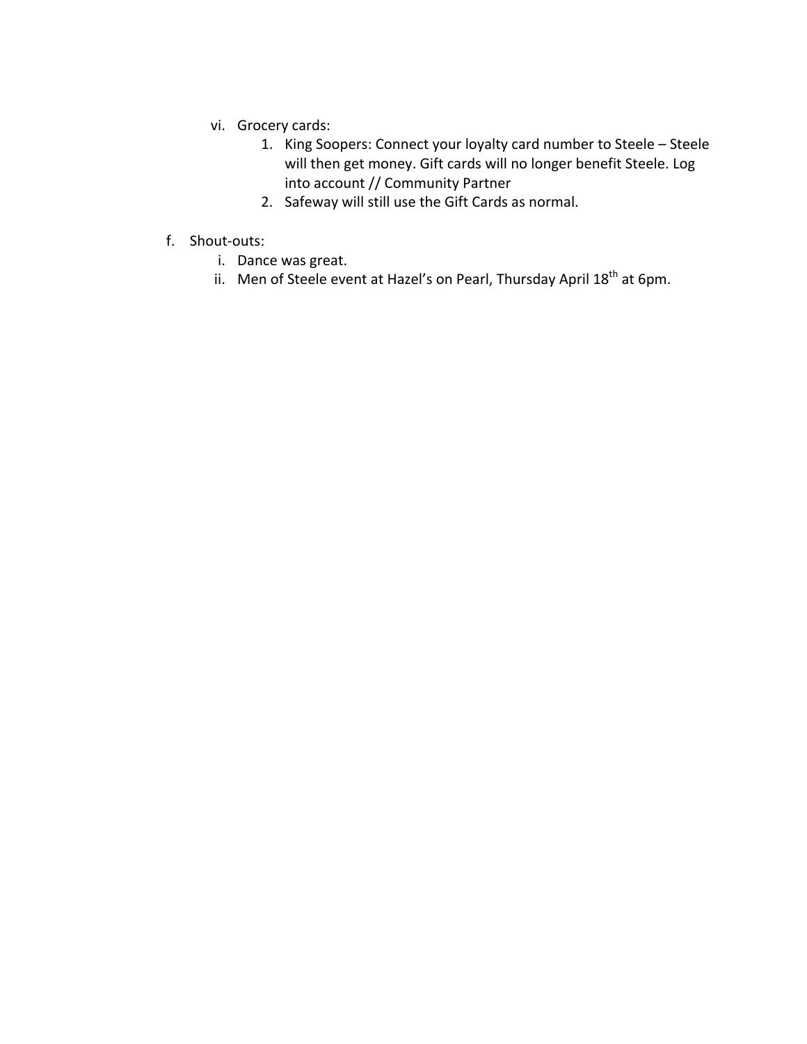vi. Grocery cards:

1. King Soopers: Connect your loyalty card number to Steele – Steele will then get money. Gift cards will no longer benefit Steele. Log into account // Community Partner
2. Safeway will still use the Gift Cards as normal.

f. Shout-outs:

i. Dance was great.

ii. Men of Steele event at Hazel's on Pearl, Thursday April 18th at 6pm.